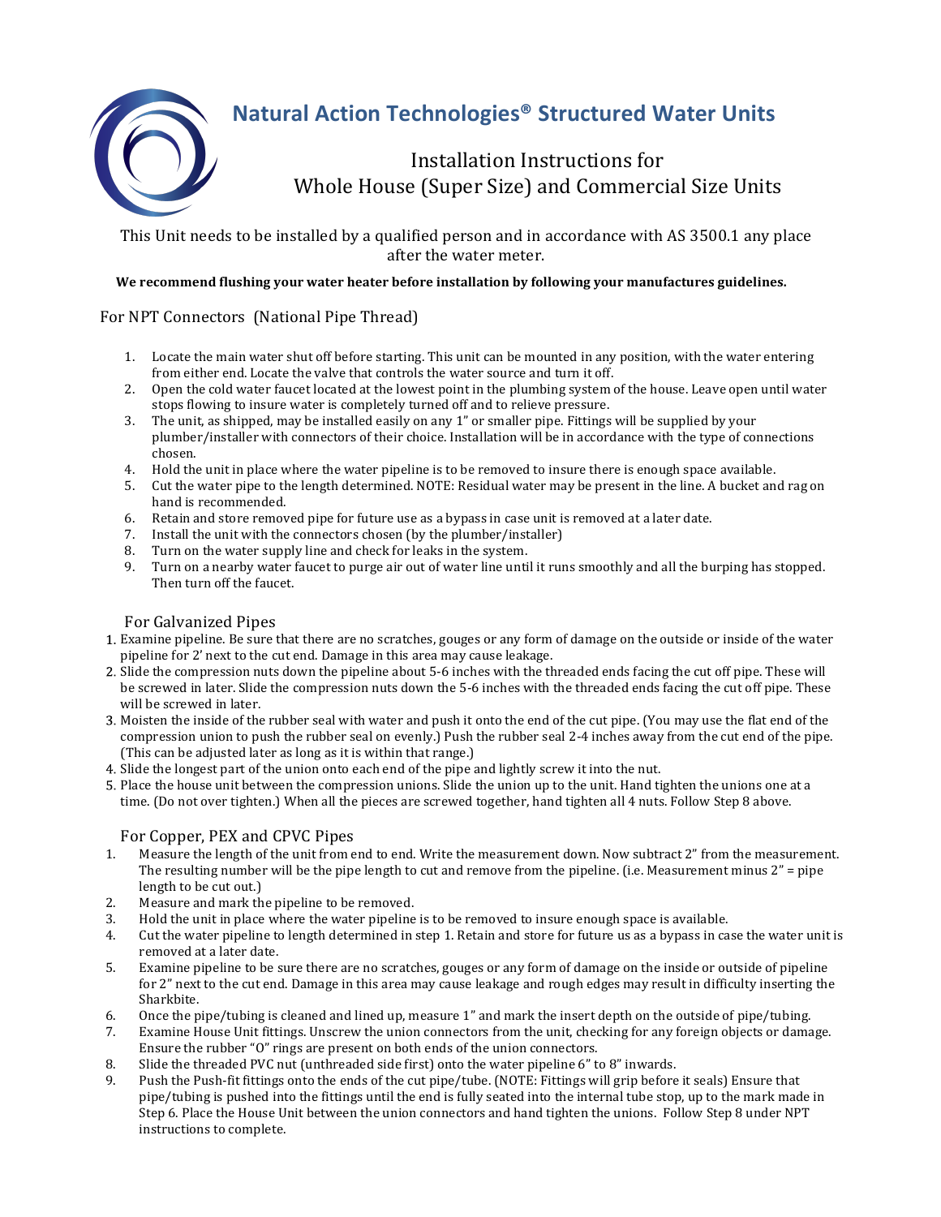# Natural Action Technologies® Structured Water Units

## Installation Instructions for Whole House (Super Size) and Commercial Size Units

This Unit needs to be installed by a qualified person and in accordance with AS 3500.1 any place after the water meter.

**We recommend flushing your water heater before installation by following your manufactures guidelines.**

### For NPT Connectors (National Pipe Thread)

1. Locate the main water shut off before starting. This unit can be mounted in any position, with the water entering from either end. Locate the valve that controls the water source and turn it off.
2. Open the cold water faucet located at the lowest point in the plumbing system of the house. Leave open until water stops flowing to insure water is completely turned off and to relieve pressure.
3. The unit, as shipped, may be installed easily on any 1" or smaller pipe. Fittings will be supplied by your plumber/installer with connectors of their choice. Installation will be in accordance with the type of connections chosen.
4. Hold the unit in place where the water pipeline is to be removed to insure there is enough space available.
5. Cut the water pipe to the length determined. NOTE: Residual water may be present in the line. A bucket and rag on hand is recommended.
6. Retain and store removed pipe for future use as a bypass in case unit is removed at a later date.
7. Install the unit with the connectors chosen (by the plumber/installer)
8. Turn on the water supply line and check for leaks in the system.
9. Turn on a nearby water faucet to purge air out of water line until it runs smoothly and all the burping has stopped. Then turn off the faucet.

### For Galvanized Pipes

1. Examine pipeline. Be sure that there are no scratches, gouges or any form of damage on the outside or inside of the water pipeline for 2' next to the cut end. Damage in this area may cause leakage.
2. Slide the compression nuts down the pipeline about 5-6 inches with the threaded ends facing the cut off pipe. These will be screwed in later. Slide the compression nuts down the 5-6 inches with the threaded ends facing the cut off pipe. These will be screwed in later.
3. Moisten the inside of the rubber seal with water and push it onto the end of the cut pipe. (You may use the flat end of the compression union to push the rubber seal on evenly.) Push the rubber seal 2-4 inches away from the cut end of the pipe. (This can be adjusted later as long as it is within that range.)
4. Slide the longest part of the union onto each end of the pipe and lightly screw it into the nut.
5. Place the house unit between the compression unions. Slide the union up to the unit. Hand tighten the unions one at a time. (Do not over tighten.) When all the pieces are screwed together, hand tighten all 4 nuts. Follow Step 8 above.

### For Copper, PEX and CPVC Pipes

1. Measure the length of the unit from end to end. Write the measurement down. Now subtract 2" from the measurement. The resulting number will be the pipe length to cut and remove from the pipeline. (i.e. Measurement minus 2" = pipe length to be cut out.)
2. Measure and mark the pipeline to be removed.
3. Hold the unit in place where the water pipeline is to be removed to insure enough space is available.
4. Cut the water pipeline to length determined in step 1. Retain and store for future us as a bypass in case the water unit is removed at a later date.
5. Examine pipeline to be sure there are no scratches, gouges or any form of damage on the inside or outside of pipeline for 2" next to the cut end. Damage in this area may cause leakage and rough edges may result in difficulty inserting the Sharkbite.
6. Once the pipe/tubing is cleaned and lined up, measure 1" and mark the insert depth on the outside of pipe/tubing.
7. Examine House Unit fittings. Unscrew the union connectors from the unit, checking for any foreign objects or damage. Ensure the rubber "O" rings are present on both ends of the union connectors.
8. Slide the threaded PVC nut (unthreaded side first) onto the water pipeline 6" to 8" inwards.
9. Push the Push-fit fittings onto the ends of the cut pipe/tube. (NOTE: Fittings will grip before it seals) Ensure that pipe/tubing is pushed into the fittings until the end is fully seated into the internal tube stop, up to the mark made in Step 6. Place the House Unit between the union connectors and hand tighten the unions. Follow Step 8 under NPT instructions to complete.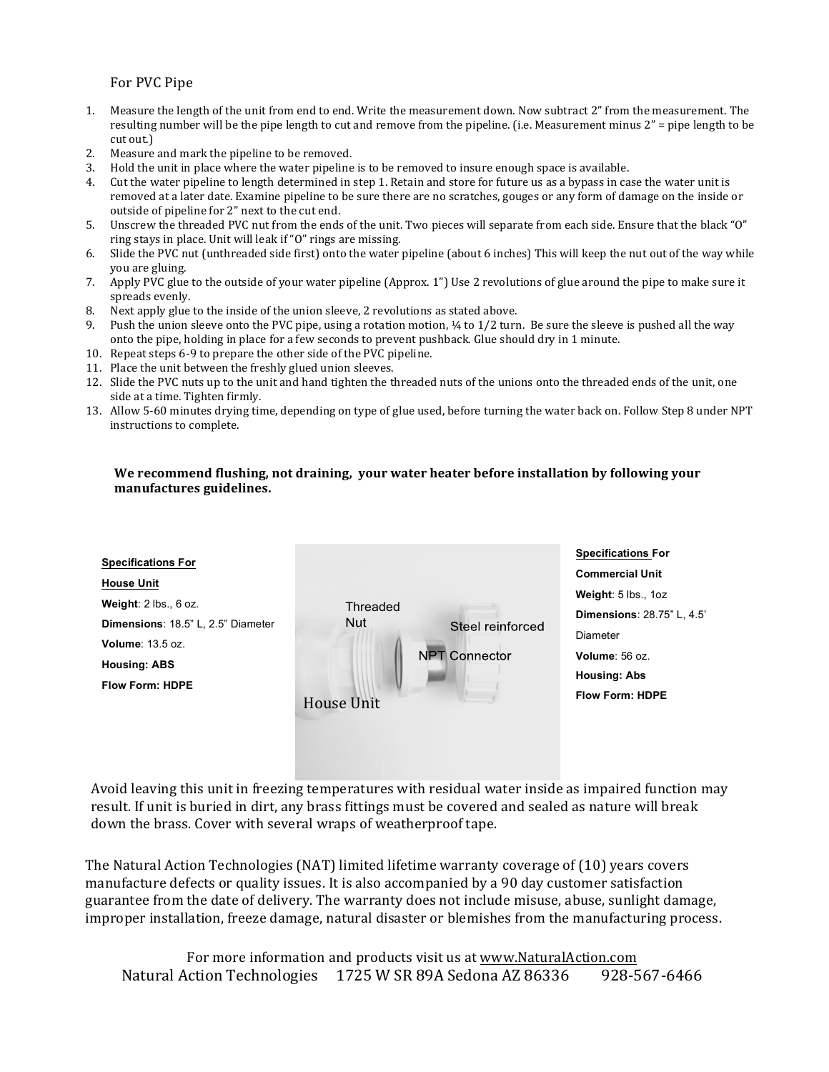For PVC Pipe

1. Measure the length of the unit from end to end. Write the measurement down. Now subtract 2" from the measurement. The resulting number will be the pipe length to cut and remove from the pipeline. (i.e. Measurement minus 2" = pipe length to be cut out.)
2. Measure and mark the pipeline to be removed.
3. Hold the unit in place where the water pipeline is to be removed to insure enough space is available.
4. Cut the water pipeline to length determined in step 1. Retain and store for future us as a bypass in case the water unit is removed at a later date. Examine pipeline to be sure there are no scratches, gouges or any form of damage on the inside or outside of pipeline for 2" next to the cut end.
5. Unscrew the threaded PVC nut from the ends of the unit. Two pieces will separate from each side. Ensure that the black "O" ring stays in place. Unit will leak if "O" rings are missing.
6. Slide the PVC nut (unthreaded side first) onto the water pipeline (about 6 inches) This will keep the nut out of the way while you are gluing.
7. Apply PVC glue to the outside of your water pipeline (Approx. 1") Use 2 revolutions of glue around the pipe to make sure it spreads evenly.
8. Next apply glue to the inside of the union sleeve, 2 revolutions as stated above.
9. Push the union sleeve onto the PVC pipe, using a rotation motion, ¼ to 1/2 turn. Be sure the sleeve is pushed all the way onto the pipe, holding in place for a few seconds to prevent pushback. Glue should dry in 1 minute.
10. Repeat steps 6-9 to prepare the other side of the PVC pipeline.
11. Place the unit between the freshly glued union sleeves.
12. Slide the PVC nuts up to the unit and hand tighten the threaded nuts of the unions onto the threaded ends of the unit, one side at a time. Tighten firmly.
13. Allow 5-60 minutes drying time, depending on type of glue used, before turning the water back on. Follow Step 8 under NPT instructions to complete.

**We recommend flushing, not draining, your water heater before installation by following your manufactures guidelines.**

**Specifications For House Unit**

**Weight**: 2 lbs., 6 oz.

**Dimensions**: 18.5" L, 2.5" Diameter

**Volume**: 13.5 oz.

**Housing: ABS**

**Flow Form: HDPE**

Threaded Nut

Steel reinforced

NPT Connector

House Unit

**Specifications For Commercial Unit**

**Weight**: 5 lbs., 1oz

**Dimensions**: 28.75" L, 4.5' Diameter

**Volume**: 56 oz.

**Housing: Abs**

**Flow Form: HDPE**

Avoid leaving this unit in freezing temperatures with residual water inside as impaired function may result. If unit is buried in dirt, any brass fittings must be covered and sealed as nature will break down the brass. Cover with several wraps of weatherproof tape.

The Natural Action Technologies (NAT) limited lifetime warranty coverage of (10) years covers manufacture defects or quality issues. It is also accompanied by a 90 day customer satisfaction guarantee from the date of delivery. The warranty does not include misuse, abuse, sunlight damage, improper installation, freeze damage, natural disaster or blemishes from the manufacturing process.

For more information and products visit us at www.NaturalAction.com

Natural Action Technologies 1725 W SR 89A Sedona AZ 86336 928-567-6466